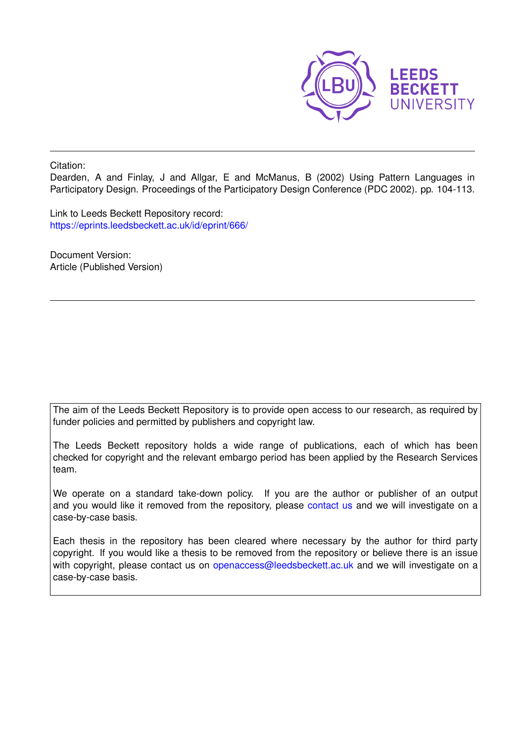LEEDS BECKETT UNIVERSITY

Citation:
Dearden, A and Finlay, J and Allgar, E and McManus, B (2002) Using Pattern Languages in Participatory Design. Proceedings of the Participatory Design Conference (PDC 2002). pp. 104-113.

Link to Leeds Beckett Repository record:
https://eprints.leedsbeckett.ac.uk/id/eprint/666/

Document Version:
Article (Published Version)

The aim of the Leeds Beckett Repository is to provide open access to our research, as required by funder policies and permitted by publishers and copyright law.

The Leeds Beckett repository holds a wide range of publications, each of which has been checked for copyright and the relevant embargo period has been applied by the Research Services team.

We operate on a standard take-down policy. If you are the author or publisher of an output and you would like it removed from the repository, please contact us and we will investigate on a case-by-case basis.

Each thesis in the repository has been cleared where necessary by the author for third party copyright. If you would like a thesis to be removed from the repository or believe there is an issue with copyright, please contact us on openaccess@leedsbeckett.ac.uk and we will investigate on a case-by-case basis.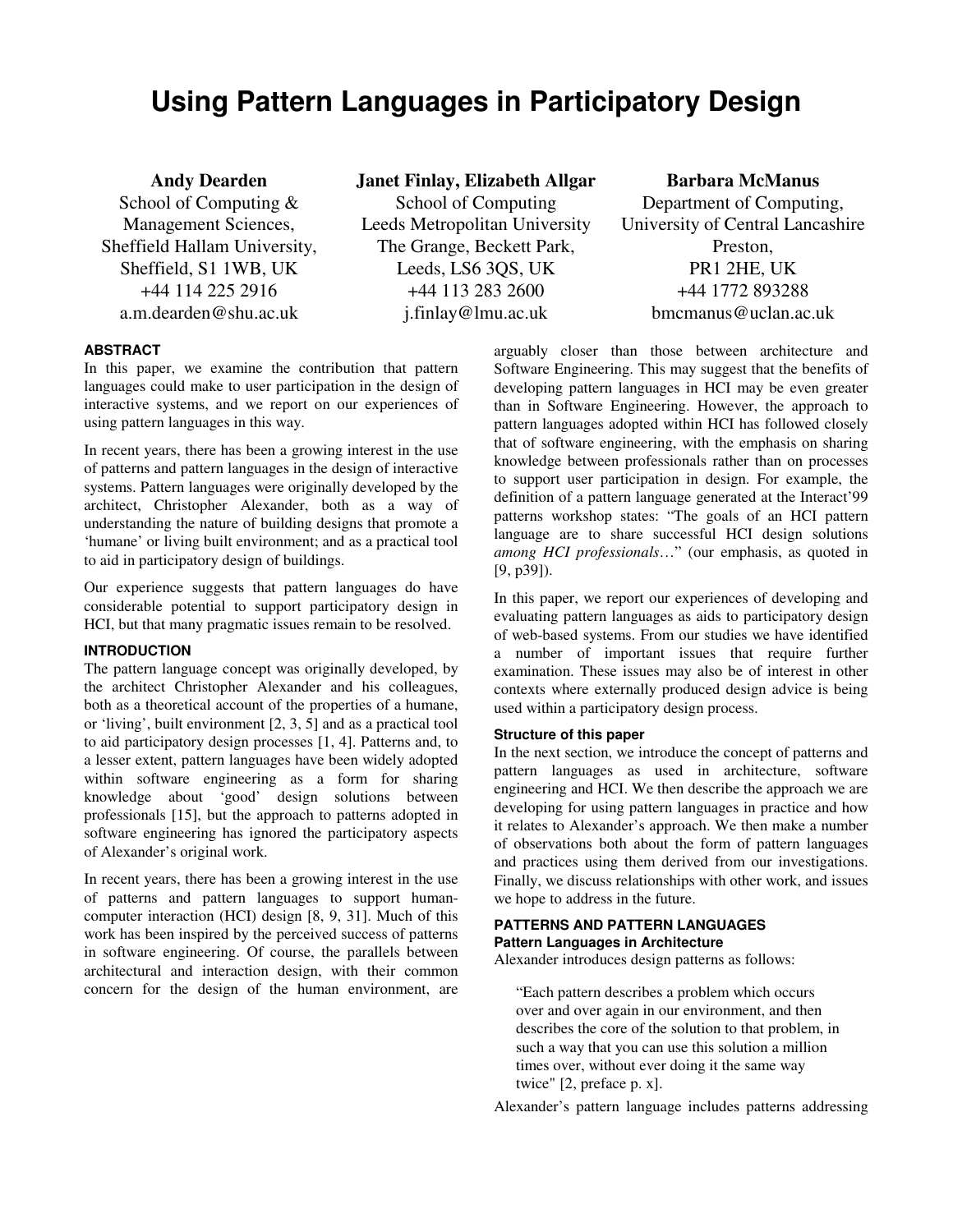# Using Pattern Languages in Participatory Design

**Andy Dearden**
School of Computing & Management Sciences,
Sheffield Hallam University,
Sheffield, S1 1WB, UK
+44 114 225 2916
a.m.dearden@shu.ac.uk

**Janet Finlay, Elizabeth Allgar**
School of Computing
Leeds Metropolitan University
The Grange, Beckett Park,
Leeds, LS6 3QS, UK
+44 113 283 2600
j.finlay@lmu.ac.uk

**Barbara McManus**
Department of Computing,
University of Central Lancashire
Preston,
PR1 2HE, UK
+44 1772 893288
bmcmanus@uclan.ac.uk

## ABSTRACT

In this paper, we examine the contribution that pattern languages could make to user participation in the design of interactive systems, and we report on our experiences of using pattern languages in this way.

In recent years, there has been a growing interest in the use of patterns and pattern languages in the design of interactive systems. Pattern languages were originally developed by the architect, Christopher Alexander, both as a way of understanding the nature of building designs that promote a 'humane' or living built environment; and as a practical tool to aid in participatory design of buildings.

Our experience suggests that pattern languages do have considerable potential to support participatory design in HCI, but that many pragmatic issues remain to be resolved.

## INTRODUCTION

The pattern language concept was originally developed, by the architect Christopher Alexander and his colleagues, both as a theoretical account of the properties of a humane, or 'living', built environment [2, 3, 5] and as a practical tool to aid participatory design processes [1, 4]. Patterns and, to a lesser extent, pattern languages have been widely adopted within software engineering as a form for sharing knowledge about 'good' design solutions between professionals [15], but the approach to patterns adopted in software engineering has ignored the participatory aspects of Alexander's original work.

In recent years, there has been a growing interest in the use of patterns and pattern languages to support human-computer interaction (HCI) design [8, 9, 31]. Much of this work has been inspired by the perceived success of patterns in software engineering. Of course, the parallels between architectural and interaction design, with their common concern for the design of the human environment, are arguably closer than those between architecture and Software Engineering. This may suggest that the benefits of developing pattern languages in HCI may be even greater than in Software Engineering. However, the approach to pattern languages adopted within HCI has followed closely that of software engineering, with the emphasis on sharing knowledge between professionals rather than on processes to support user participation in design. For example, the definition of a pattern language generated at the Interact'99 patterns workshop states: "The goals of an HCI pattern language are to share successful HCI design solutions *among HCI professionals*…" (our emphasis, as quoted in [9, p39]).

In this paper, we report our experiences of developing and evaluating pattern languages as aids to participatory design of web-based systems. From our studies we have identified a number of important issues that require further examination. These issues may also be of interest in other contexts where externally produced design advice is being used within a participatory design process.

### Structure of this paper

In the next section, we introduce the concept of patterns and pattern languages as used in architecture, software engineering and HCI. We then describe the approach we are developing for using pattern languages in practice and how it relates to Alexander's approach. We then make a number of observations both about the form of pattern languages and practices using them derived from our investigations. Finally, we discuss relationships with other work, and issues we hope to address in the future.

## PATTERNS AND PATTERN LANGUAGES

### Pattern Languages in Architecture

Alexander introduces design patterns as follows:

> "Each pattern describes a problem which occurs over and over again in our environment, and then describes the core of the solution to that problem, in such a way that you can use this solution a million times over, without ever doing it the same way twice" [2, preface p. x].

Alexander's pattern language includes patterns addressing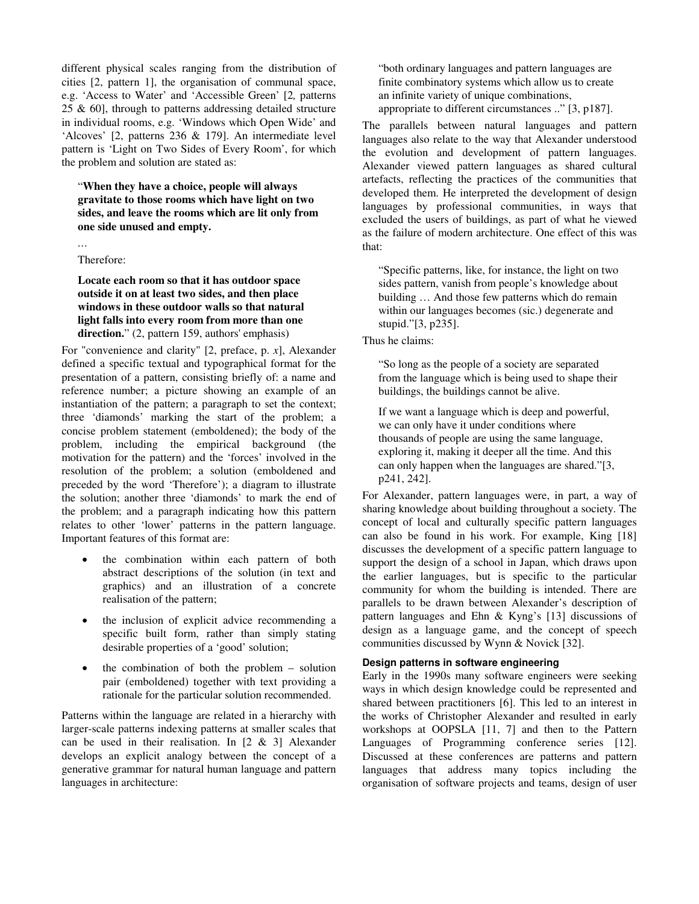different physical scales ranging from the distribution of cities [2, pattern 1], the organisation of communal space, e.g. 'Access to Water' and 'Accessible Green' [2, patterns 25 & 60], through to patterns addressing detailed structure in individual rooms, e.g. 'Windows which Open Wide' and 'Alcoves' [2, patterns 236 & 179]. An intermediate level pattern is 'Light on Two Sides of Every Room', for which the problem and solution are stated as:

> "**When they have a choice, people will always gravitate to those rooms which have light on two sides, and leave the rooms which are lit only from one side unused and empty.**
>
> …
>
> Therefore:
>
> **Locate each room so that it has outdoor space outside it on at least two sides, and then place windows in these outdoor walls so that natural light falls into every room from more than one direction.**" (2, pattern 159, authors' emphasis)

For "convenience and clarity" [2, preface, p. *x*], Alexander defined a specific textual and typographical format for the presentation of a pattern, consisting briefly of: a name and reference number; a picture showing an example of an instantiation of the pattern; a paragraph to set the context; three 'diamonds' marking the start of the problem; a concise problem statement (emboldened); the body of the problem, including the empirical background (the motivation for the pattern) and the 'forces' involved in the resolution of the problem; a solution (emboldened and preceded by the word 'Therefore'); a diagram to illustrate the solution; another three 'diamonds' to mark the end of the problem; and a paragraph indicating how this pattern relates to other 'lower' patterns in the pattern language. Important features of this format are:

- the combination within each pattern of both abstract descriptions of the solution (in text and graphics) and an illustration of a concrete realisation of the pattern;
- the inclusion of explicit advice recommending a specific built form, rather than simply stating desirable properties of a 'good' solution;
- the combination of both the problem – solution pair (emboldened) together with text providing a rationale for the particular solution recommended.

Patterns within the language are related in a hierarchy with larger-scale patterns indexing patterns at smaller scales that can be used in their realisation. In [2 & 3] Alexander develops an explicit analogy between the concept of a generative grammar for natural human language and pattern languages in architecture:

> "both ordinary languages and pattern languages are finite combinatory systems which allow us to create an infinite variety of unique combinations, appropriate to different circumstances .." [3, p187].

The parallels between natural languages and pattern languages also relate to the way that Alexander understood the evolution and development of pattern languages. Alexander viewed pattern languages as shared cultural artefacts, reflecting the practices of the communities that developed them. He interpreted the development of design languages by professional communities, in ways that excluded the users of buildings, as part of what he viewed as the failure of modern architecture. One effect of this was that:

> "Specific patterns, like, for instance, the light on two sides pattern, vanish from people's knowledge about building … And those few patterns which do remain within our languages becomes (sic.) degenerate and stupid."[3, p235].

Thus he claims:

> "So long as the people of a society are separated from the language which is being used to shape their buildings, the buildings cannot be alive.
>
> If we want a language which is deep and powerful, we can only have it under conditions where thousands of people are using the same language, exploring it, making it deeper all the time. And this can only happen when the languages are shared."[3, p241, 242].

For Alexander, pattern languages were, in part, a way of sharing knowledge about building throughout a society. The concept of local and culturally specific pattern languages can also be found in his work. For example, King [18] discusses the development of a specific pattern language to support the design of a school in Japan, which draws upon the earlier languages, but is specific to the particular community for whom the building is intended. There are parallels to be drawn between Alexander's description of pattern languages and Ehn & Kyng's [13] discussions of design as a language game, and the concept of speech communities discussed by Wynn & Novick [32].

### Design patterns in software engineering

Early in the 1990s many software engineers were seeking ways in which design knowledge could be represented and shared between practitioners [6]. This led to an interest in the works of Christopher Alexander and resulted in early workshops at OOPSLA [11, 7] and then to the Pattern Languages of Programming conference series [12]. Discussed at these conferences are patterns and pattern languages that address many topics including the organisation of software projects and teams, design of user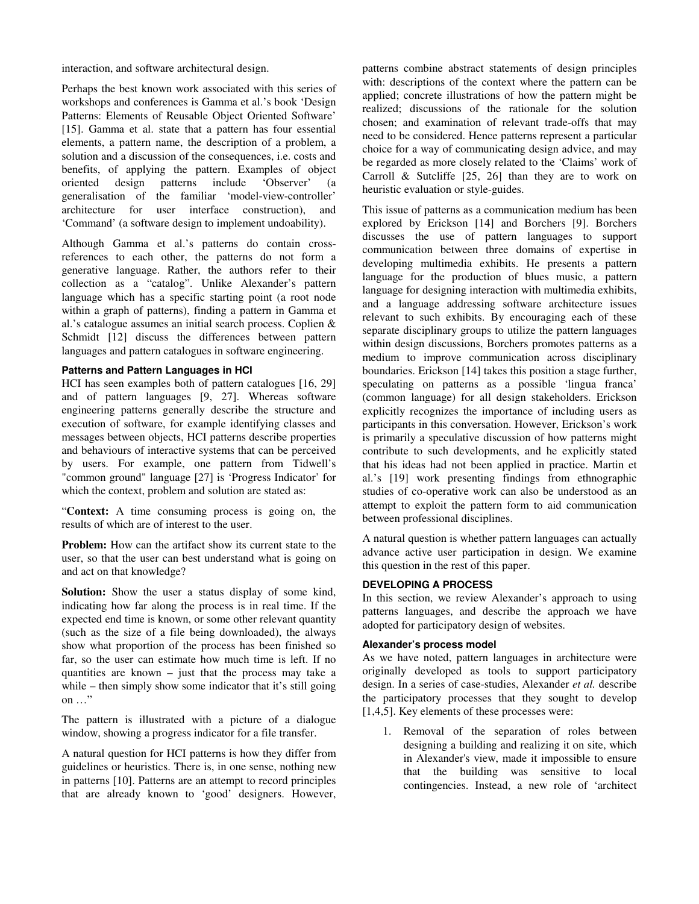interaction, and software architectural design.

Perhaps the best known work associated with this series of workshops and conferences is Gamma et al.'s book 'Design Patterns: Elements of Reusable Object Oriented Software' [15]. Gamma et al. state that a pattern has four essential elements, a pattern name, the description of a problem, a solution and a discussion of the consequences, i.e. costs and benefits, of applying the pattern. Examples of object oriented design patterns include 'Observer' (a generalisation of the familiar 'model-view-controller' architecture for user interface construction), and 'Command' (a software design to implement undoability).

Although Gamma et al.'s patterns do contain cross-references to each other, the patterns do not form a generative language. Rather, the authors refer to their collection as a "catalog". Unlike Alexander's pattern language which has a specific starting point (a root node within a graph of patterns), finding a pattern in Gamma et al.'s catalogue assumes an initial search process. Coplien & Schmidt [12] discuss the differences between pattern languages and pattern catalogues in software engineering.

### Patterns and Pattern Languages in HCI

HCI has seen examples both of pattern catalogues [16, 29] and of pattern languages [9, 27]. Whereas software engineering patterns generally describe the structure and execution of software, for example identifying classes and messages between objects, HCI patterns describe properties and behaviours of interactive systems that can be perceived by users. For example, one pattern from Tidwell's "common ground" language [27] is 'Progress Indicator' for which the context, problem and solution are stated as:

"**Context:** A time consuming process is going on, the results of which are of interest to the user.

**Problem:** How can the artifact show its current state to the user, so that the user can best understand what is going on and act on that knowledge?

**Solution:** Show the user a status display of some kind, indicating how far along the process is in real time. If the expected end time is known, or some other relevant quantity (such as the size of a file being downloaded), the always show what proportion of the process has been finished so far, so the user can estimate how much time is left. If no quantities are known – just that the process may take a while – then simply show some indicator that it's still going on …"

The pattern is illustrated with a picture of a dialogue window, showing a progress indicator for a file transfer.

A natural question for HCI patterns is how they differ from guidelines or heuristics. There is, in one sense, nothing new in patterns [10]. Patterns are an attempt to record principles that are already known to 'good' designers. However, patterns combine abstract statements of design principles with: descriptions of the context where the pattern can be applied; concrete illustrations of how the pattern might be realized; discussions of the rationale for the solution chosen; and examination of relevant trade-offs that may need to be considered. Hence patterns represent a particular choice for a way of communicating design advice, and may be regarded as more closely related to the 'Claims' work of Carroll & Sutcliffe [25, 26] than they are to work on heuristic evaluation or style-guides.

This issue of patterns as a communication medium has been explored by Erickson [14] and Borchers [9]. Borchers discusses the use of pattern languages to support communication between three domains of expertise in developing multimedia exhibits. He presents a pattern language for the production of blues music, a pattern language for designing interaction with multimedia exhibits, and a language addressing software architecture issues relevant to such exhibits. By encouraging each of these separate disciplinary groups to utilize the pattern languages within design discussions, Borchers promotes patterns as a medium to improve communication across disciplinary boundaries. Erickson [14] takes this position a stage further, speculating on patterns as a possible 'lingua franca' (common language) for all design stakeholders. Erickson explicitly recognizes the importance of including users as participants in this conversation. However, Erickson's work is primarily a speculative discussion of how patterns might contribute to such developments, and he explicitly stated that his ideas had not been applied in practice. Martin et al.'s [19] work presenting findings from ethnographic studies of co-operative work can also be understood as an attempt to exploit the pattern form to aid communication between professional disciplines.

A natural question is whether pattern languages can actually advance active user participation in design. We examine this question in the rest of this paper.

## DEVELOPING A PROCESS

In this section, we review Alexander's approach to using patterns languages, and describe the approach we have adopted for participatory design of websites.

### Alexander's process model

As we have noted, pattern languages in architecture were originally developed as tools to support participatory design. In a series of case-studies, Alexander *et al.* describe the participatory processes that they sought to develop [1,4,5]. Key elements of these processes were:

1. Removal of the separation of roles between designing a building and realizing it on site, which in Alexander's view, made it impossible to ensure that the building was sensitive to local contingencies. Instead, a new role of 'architect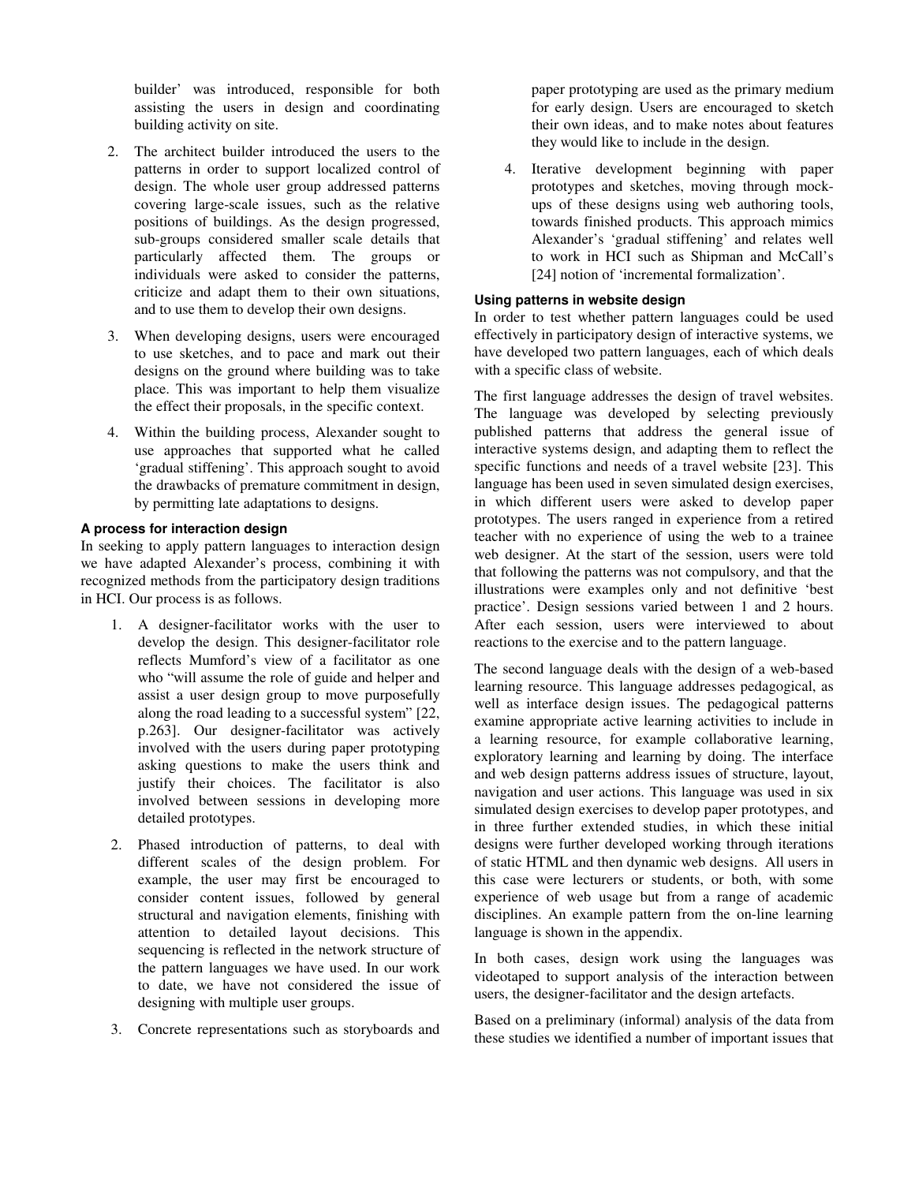builder' was introduced, responsible for both assisting the users in design and coordinating building activity on site.

2. The architect builder introduced the users to the patterns in order to support localized control of design. The whole user group addressed patterns covering large-scale issues, such as the relative positions of buildings. As the design progressed, sub-groups considered smaller scale details that particularly affected them. The groups or individuals were asked to consider the patterns, criticize and adapt them to their own situations, and to use them to develop their own designs.

3. When developing designs, users were encouraged to use sketches, and to pace and mark out their designs on the ground where building was to take place. This was important to help them visualize the effect their proposals, in the specific context.

4. Within the building process, Alexander sought to use approaches that supported what he called 'gradual stiffening'. This approach sought to avoid the drawbacks of premature commitment in design, by permitting late adaptations to designs.

#### A process for interaction design

In seeking to apply pattern languages to interaction design we have adapted Alexander's process, combining it with recognized methods from the participatory design traditions in HCI. Our process is as follows.

1. A designer-facilitator works with the user to develop the design. This designer-facilitator role reflects Mumford's view of a facilitator as one who "will assume the role of guide and helper and assist a user design group to move purposefully along the road leading to a successful system" [22, p.263]. Our designer-facilitator was actively involved with the users during paper prototyping asking questions to make the users think and justify their choices. The facilitator is also involved between sessions in developing more detailed prototypes.

2. Phased introduction of patterns, to deal with different scales of the design problem. For example, the user may first be encouraged to consider content issues, followed by general structural and navigation elements, finishing with attention to detailed layout decisions. This sequencing is reflected in the network structure of the pattern languages we have used. In our work to date, we have not considered the issue of designing with multiple user groups.

3. Concrete representations such as storyboards and paper prototyping are used as the primary medium for early design. Users are encouraged to sketch their own ideas, and to make notes about features they would like to include in the design.

4. Iterative development beginning with paper prototypes and sketches, moving through mock-ups of these designs using web authoring tools, towards finished products. This approach mimics Alexander's 'gradual stiffening' and relates well to work in HCI such as Shipman and McCall's [24] notion of 'incremental formalization'.

#### Using patterns in website design

In order to test whether pattern languages could be used effectively in participatory design of interactive systems, we have developed two pattern languages, each of which deals with a specific class of website.

The first language addresses the design of travel websites. The language was developed by selecting previously published patterns that address the general issue of interactive systems design, and adapting them to reflect the specific functions and needs of a travel website [23]. This language has been used in seven simulated design exercises, in which different users were asked to develop paper prototypes. The users ranged in experience from a retired teacher with no experience of using the web to a trainee web designer. At the start of the session, users were told that following the patterns was not compulsory, and that the illustrations were examples only and not definitive 'best practice'. Design sessions varied between 1 and 2 hours. After each session, users were interviewed to about reactions to the exercise and to the pattern language.

The second language deals with the design of a web-based learning resource. This language addresses pedagogical, as well as interface design issues. The pedagogical patterns examine appropriate active learning activities to include in a learning resource, for example collaborative learning, exploratory learning and learning by doing. The interface and web design patterns address issues of structure, layout, navigation and user actions. This language was used in six simulated design exercises to develop paper prototypes, and in three further extended studies, in which these initial designs were further developed working through iterations of static HTML and then dynamic web designs. All users in this case were lecturers or students, or both, with some experience of web usage but from a range of academic disciplines. An example pattern from the on-line learning language is shown in the appendix.

In both cases, design work using the languages was videotaped to support analysis of the interaction between users, the designer-facilitator and the design artefacts.

Based on a preliminary (informal) analysis of the data from these studies we identified a number of important issues that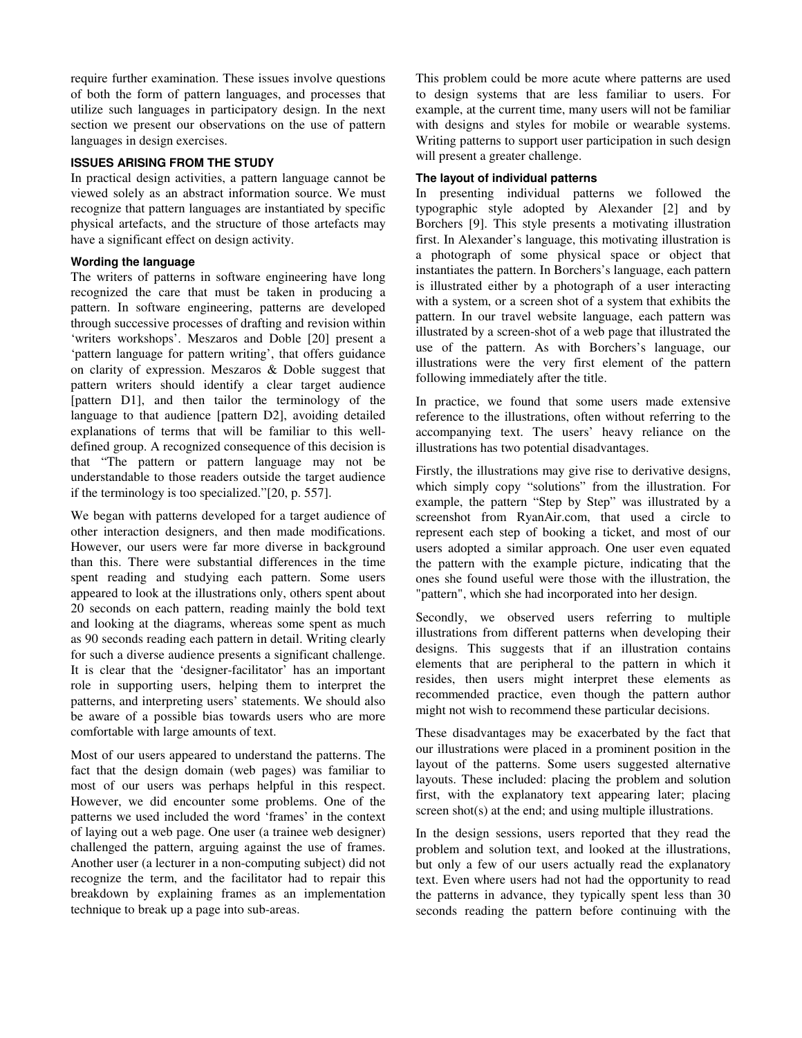require further examination. These issues involve questions of both the form of pattern languages, and processes that utilize such languages in participatory design. In the next section we present our observations on the use of pattern languages in design exercises.

## ISSUES ARISING FROM THE STUDY

In practical design activities, a pattern language cannot be viewed solely as an abstract information source. We must recognize that pattern languages are instantiated by specific physical artefacts, and the structure of those artefacts may have a significant effect on design activity.

### Wording the language

The writers of patterns in software engineering have long recognized the care that must be taken in producing a pattern. In software engineering, patterns are developed through successive processes of drafting and revision within 'writers workshops'. Meszaros and Doble [20] present a 'pattern language for pattern writing', that offers guidance on clarity of expression. Meszaros & Doble suggest that pattern writers should identify a clear target audience [pattern D1], and then tailor the terminology of the language to that audience [pattern D2], avoiding detailed explanations of terms that will be familiar to this well-defined group. A recognized consequence of this decision is that "The pattern or pattern language may not be understandable to those readers outside the target audience if the terminology is too specialized."[20, p. 557].

We began with patterns developed for a target audience of other interaction designers, and then made modifications. However, our users were far more diverse in background than this. There were substantial differences in the time spent reading and studying each pattern. Some users appeared to look at the illustrations only, others spent about 20 seconds on each pattern, reading mainly the bold text and looking at the diagrams, whereas some spent as much as 90 seconds reading each pattern in detail. Writing clearly for such a diverse audience presents a significant challenge. It is clear that the 'designer-facilitator' has an important role in supporting users, helping them to interpret the patterns, and interpreting users' statements. We should also be aware of a possible bias towards users who are more comfortable with large amounts of text.

Most of our users appeared to understand the patterns. The fact that the design domain (web pages) was familiar to most of our users was perhaps helpful in this respect. However, we did encounter some problems. One of the patterns we used included the word 'frames' in the context of laying out a web page. One user (a trainee web designer) challenged the pattern, arguing against the use of frames. Another user (a lecturer in a non-computing subject) did not recognize the term, and the facilitator had to repair this breakdown by explaining frames as an implementation technique to break up a page into sub-areas.

This problem could be more acute where patterns are used to design systems that are less familiar to users. For example, at the current time, many users will not be familiar with designs and styles for mobile or wearable systems. Writing patterns to support user participation in such design will present a greater challenge.

### The layout of individual patterns

In presenting individual patterns we followed the typographic style adopted by Alexander [2] and by Borchers [9]. This style presents a motivating illustration first. In Alexander's language, this motivating illustration is a photograph of some physical space or object that instantiates the pattern. In Borchers's language, each pattern is illustrated either by a photograph of a user interacting with a system, or a screen shot of a system that exhibits the pattern. In our travel website language, each pattern was illustrated by a screen-shot of a web page that illustrated the use of the pattern. As with Borchers's language, our illustrations were the very first element of the pattern following immediately after the title.

In practice, we found that some users made extensive reference to the illustrations, often without referring to the accompanying text. The users' heavy reliance on the illustrations has two potential disadvantages.

Firstly, the illustrations may give rise to derivative designs, which simply copy "solutions" from the illustration. For example, the pattern "Step by Step" was illustrated by a screenshot from RyanAir.com, that used a circle to represent each step of booking a ticket, and most of our users adopted a similar approach. One user even equated the pattern with the example picture, indicating that the ones she found useful were those with the illustration, the "pattern", which she had incorporated into her design.

Secondly, we observed users referring to multiple illustrations from different patterns when developing their designs. This suggests that if an illustration contains elements that are peripheral to the pattern in which it resides, then users might interpret these elements as recommended practice, even though the pattern author might not wish to recommend these particular decisions.

These disadvantages may be exacerbated by the fact that our illustrations were placed in a prominent position in the layout of the patterns. Some users suggested alternative layouts. These included: placing the problem and solution first, with the explanatory text appearing later; placing screen shot(s) at the end; and using multiple illustrations.

In the design sessions, users reported that they read the problem and solution text, and looked at the illustrations, but only a few of our users actually read the explanatory text. Even where users had not had the opportunity to read the patterns in advance, they typically spent less than 30 seconds reading the pattern before continuing with the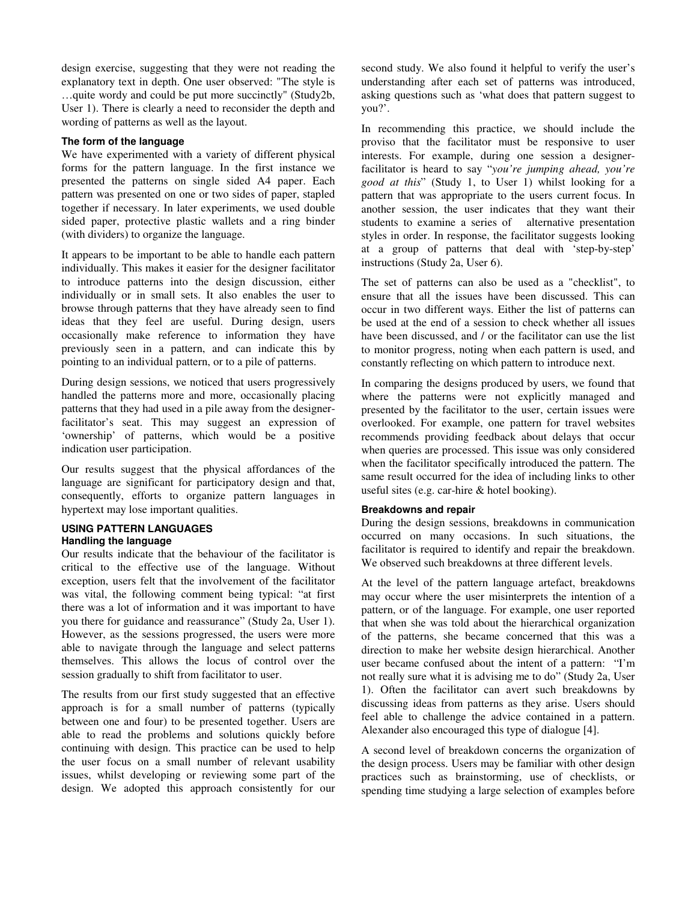design exercise, suggesting that they were not reading the explanatory text in depth. One user observed: "The style is …quite wordy and could be put more succinctly" (Study2b, User 1). There is clearly a need to reconsider the depth and wording of patterns as well as the layout.

#### The form of the language

We have experimented with a variety of different physical forms for the pattern language. In the first instance we presented the patterns on single sided A4 paper. Each pattern was presented on one or two sides of paper, stapled together if necessary. In later experiments, we used double sided paper, protective plastic wallets and a ring binder (with dividers) to organize the language.

It appears to be important to be able to handle each pattern individually. This makes it easier for the designer facilitator to introduce patterns into the design discussion, either individually or in small sets. It also enables the user to browse through patterns that they have already seen to find ideas that they feel are useful. During design, users occasionally make reference to information they have previously seen in a pattern, and can indicate this by pointing to an individual pattern, or to a pile of patterns.

During design sessions, we noticed that users progressively handled the patterns more and more, occasionally placing patterns that they had used in a pile away from the designer-facilitator's seat. This may suggest an expression of 'ownership' of patterns, which would be a positive indication user participation.

Our results suggest that the physical affordances of the language are significant for participatory design and that, consequently, efforts to organize pattern languages in hypertext may lose important qualities.

### USING PATTERN LANGUAGES

#### Handling the language

Our results indicate that the behaviour of the facilitator is critical to the effective use of the language. Without exception, users felt that the involvement of the facilitator was vital, the following comment being typical: "at first there was a lot of information and it was important to have you there for guidance and reassurance" (Study 2a, User 1). However, as the sessions progressed, the users were more able to navigate through the language and select patterns themselves. This allows the locus of control over the session gradually to shift from facilitator to user.

The results from our first study suggested that an effective approach is for a small number of patterns (typically between one and four) to be presented together. Users are able to read the problems and solutions quickly before continuing with design. This practice can be used to help the user focus on a small number of relevant usability issues, whilst developing or reviewing some part of the design. We adopted this approach consistently for our second study. We also found it helpful to verify the user's understanding after each set of patterns was introduced, asking questions such as 'what does that pattern suggest to you?'.

In recommending this practice, we should include the proviso that the facilitator must be responsive to user interests. For example, during one session a designer-facilitator is heard to say "*you're jumping ahead, you're good at this*" (Study 1, to User 1) whilst looking for a pattern that was appropriate to the users current focus. In another session, the user indicates that they want their students to examine a series of alternative presentation styles in order. In response, the facilitator suggests looking at a group of patterns that deal with 'step-by-step' instructions (Study 2a, User 6).

The set of patterns can also be used as a "checklist", to ensure that all the issues have been discussed. This can occur in two different ways. Either the list of patterns can be used at the end of a session to check whether all issues have been discussed, and / or the facilitator can use the list to monitor progress, noting when each pattern is used, and constantly reflecting on which pattern to introduce next.

In comparing the designs produced by users, we found that where the patterns were not explicitly managed and presented by the facilitator to the user, certain issues were overlooked. For example, one pattern for travel websites recommends providing feedback about delays that occur when queries are processed. This issue was only considered when the facilitator specifically introduced the pattern. The same result occurred for the idea of including links to other useful sites (e.g. car-hire & hotel booking).

#### Breakdowns and repair

During the design sessions, breakdowns in communication occurred on many occasions. In such situations, the facilitator is required to identify and repair the breakdown. We observed such breakdowns at three different levels.

At the level of the pattern language artefact, breakdowns may occur where the user misinterprets the intention of a pattern, or of the language. For example, one user reported that when she was told about the hierarchical organization of the patterns, she became concerned that this was a direction to make her website design hierarchical. Another user became confused about the intent of a pattern: "I'm not really sure what it is advising me to do" (Study 2a, User 1). Often the facilitator can avert such breakdowns by discussing ideas from patterns as they arise. Users should feel able to challenge the advice contained in a pattern. Alexander also encouraged this type of dialogue [4].

A second level of breakdown concerns the organization of the design process. Users may be familiar with other design practices such as brainstorming, use of checklists, or spending time studying a large selection of examples before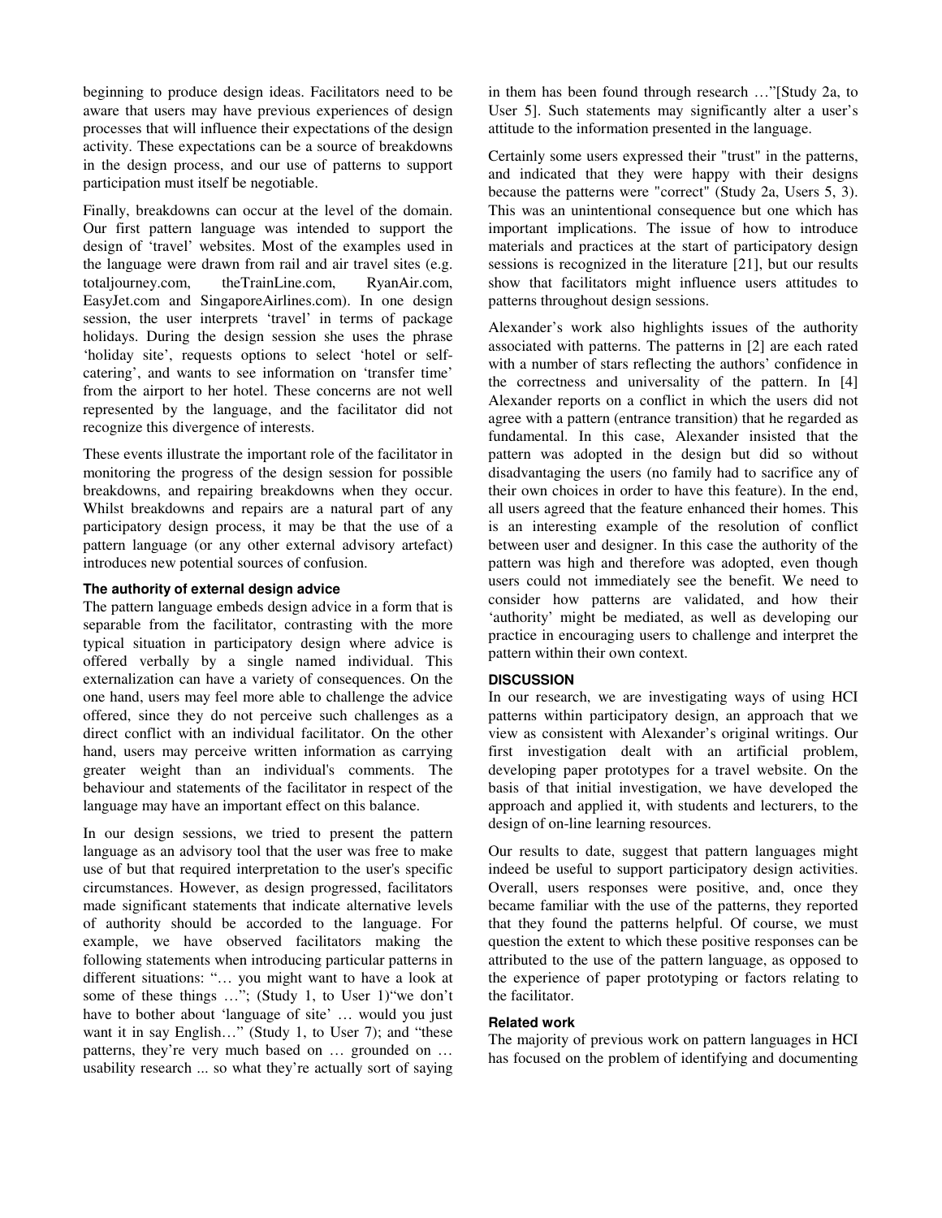beginning to produce design ideas. Facilitators need to be aware that users may have previous experiences of design processes that will influence their expectations of the design activity. These expectations can be a source of breakdowns in the design process, and our use of patterns to support participation must itself be negotiable.

Finally, breakdowns can occur at the level of the domain. Our first pattern language was intended to support the design of 'travel' websites. Most of the examples used in the language were drawn from rail and air travel sites (e.g. totaljourney.com, theTrainLine.com, RyanAir.com, EasyJet.com and SingaporeAirlines.com). In one design session, the user interprets 'travel' in terms of package holidays. During the design session she uses the phrase 'holiday site', requests options to select 'hotel or self-catering', and wants to see information on 'transfer time' from the airport to her hotel. These concerns are not well represented by the language, and the facilitator did not recognize this divergence of interests.

These events illustrate the important role of the facilitator in monitoring the progress of the design session for possible breakdowns, and repairing breakdowns when they occur. Whilst breakdowns and repairs are a natural part of any participatory design process, it may be that the use of a pattern language (or any other external advisory artefact) introduces new potential sources of confusion.

#### The authority of external design advice

The pattern language embeds design advice in a form that is separable from the facilitator, contrasting with the more typical situation in participatory design where advice is offered verbally by a single named individual. This externalization can have a variety of consequences. On the one hand, users may feel more able to challenge the advice offered, since they do not perceive such challenges as a direct conflict with an individual facilitator. On the other hand, users may perceive written information as carrying greater weight than an individual's comments. The behaviour and statements of the facilitator in respect of the language may have an important effect on this balance.

In our design sessions, we tried to present the pattern language as an advisory tool that the user was free to make use of but that required interpretation to the user's specific circumstances. However, as design progressed, facilitators made significant statements that indicate alternative levels of authority should be accorded to the language. For example, we have observed facilitators making the following statements when introducing particular patterns in different situations: "… you might want to have a look at some of these things …"; (Study 1, to User 1)"we don't have to bother about 'language of site' … would you just want it in say English…" (Study 1, to User 7); and "these patterns, they're very much based on … grounded on … usability research ... so what they're actually sort of saying in them has been found through research …"[Study 2a, to User 5]. Such statements may significantly alter a user's attitude to the information presented in the language.

Certainly some users expressed their "trust" in the patterns, and indicated that they were happy with their designs because the patterns were "correct" (Study 2a, Users 5, 3). This was an unintentional consequence but one which has important implications. The issue of how to introduce materials and practices at the start of participatory design sessions is recognized in the literature [21], but our results show that facilitators might influence users attitudes to patterns throughout design sessions.

Alexander's work also highlights issues of the authority associated with patterns. The patterns in [2] are each rated with a number of stars reflecting the authors' confidence in the correctness and universality of the pattern. In [4] Alexander reports on a conflict in which the users did not agree with a pattern (entrance transition) that he regarded as fundamental. In this case, Alexander insisted that the pattern was adopted in the design but did so without disadvantaging the users (no family had to sacrifice any of their own choices in order to have this feature). In the end, all users agreed that the feature enhanced their homes. This is an interesting example of the resolution of conflict between user and designer. In this case the authority of the pattern was high and therefore was adopted, even though users could not immediately see the benefit. We need to consider how patterns are validated, and how their 'authority' might be mediated, as well as developing our practice in encouraging users to challenge and interpret the pattern within their own context.

### DISCUSSION

In our research, we are investigating ways of using HCI patterns within participatory design, an approach that we view as consistent with Alexander's original writings. Our first investigation dealt with an artificial problem, developing paper prototypes for a travel website. On the basis of that initial investigation, we have developed the approach and applied it, with students and lecturers, to the design of on-line learning resources.

Our results to date, suggest that pattern languages might indeed be useful to support participatory design activities. Overall, users responses were positive, and, once they became familiar with the use of the patterns, they reported that they found the patterns helpful. Of course, we must question the extent to which these positive responses can be attributed to the use of the pattern language, as opposed to the experience of paper prototyping or factors relating to the facilitator.

#### Related work

The majority of previous work on pattern languages in HCI has focused on the problem of identifying and documenting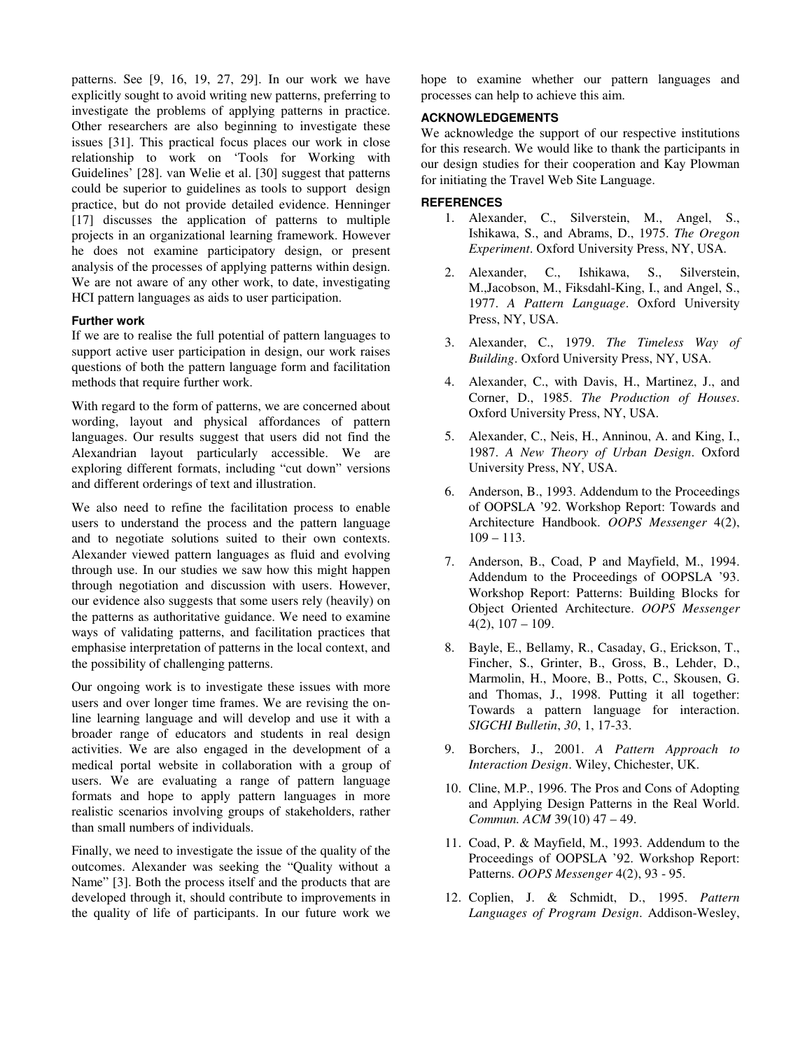patterns. See [9, 16, 19, 27, 29]. In our work we have explicitly sought to avoid writing new patterns, preferring to investigate the problems of applying patterns in practice. Other researchers are also beginning to investigate these issues [31]. This practical focus places our work in close relationship to work on 'Tools for Working with Guidelines' [28]. van Welie et al. [30] suggest that patterns could be superior to guidelines as tools to support design practice, but do not provide detailed evidence. Henninger [17] discusses the application of patterns to multiple projects in an organizational learning framework. However he does not examine participatory design, or present analysis of the processes of applying patterns within design. We are not aware of any other work, to date, investigating HCI pattern languages as aids to user participation.

#### Further work

If we are to realise the full potential of pattern languages to support active user participation in design, our work raises questions of both the pattern language form and facilitation methods that require further work.

With regard to the form of patterns, we are concerned about wording, layout and physical affordances of pattern languages. Our results suggest that users did not find the Alexandrian layout particularly accessible. We are exploring different formats, including "cut down" versions and different orderings of text and illustration.

We also need to refine the facilitation process to enable users to understand the process and the pattern language and to negotiate solutions suited to their own contexts. Alexander viewed pattern languages as fluid and evolving through use. In our studies we saw how this might happen through negotiation and discussion with users. However, our evidence also suggests that some users rely (heavily) on the patterns as authoritative guidance. We need to examine ways of validating patterns, and facilitation practices that emphasise interpretation of patterns in the local context, and the possibility of challenging patterns.

Our ongoing work is to investigate these issues with more users and over longer time frames. We are revising the on-line learning language and will develop and use it with a broader range of educators and students in real design activities. We are also engaged in the development of a medical portal website in collaboration with a group of users. We are evaluating a range of pattern language formats and hope to apply pattern languages in more realistic scenarios involving groups of stakeholders, rather than small numbers of individuals.

Finally, we need to investigate the issue of the quality of the outcomes. Alexander was seeking the "Quality without a Name" [3]. Both the process itself and the products that are developed through it, should contribute to improvements in the quality of life of participants. In our future work we hope to examine whether our pattern languages and processes can help to achieve this aim.

### ACKNOWLEDGEMENTS

We acknowledge the support of our respective institutions for this research. We would like to thank the participants in our design studies for their cooperation and Kay Plowman for initiating the Travel Web Site Language.

### REFERENCES

1. Alexander, C., Silverstein, M., Angel, S., Ishikawa, S., and Abrams, D., 1975. *The Oregon Experiment*. Oxford University Press, NY, USA.

2. Alexander, C., Ishikawa, S., Silverstein, M.,Jacobson, M., Fiksdahl-King, I., and Angel, S., 1977. *A Pattern Language*. Oxford University Press, NY, USA.

3. Alexander, C., 1979. *The Timeless Way of Building*. Oxford University Press, NY, USA.

4. Alexander, C., with Davis, H., Martinez, J., and Corner, D., 1985. *The Production of Houses*. Oxford University Press, NY, USA.

5. Alexander, C., Neis, H., Anninou, A. and King, I., 1987. *A New Theory of Urban Design*. Oxford University Press, NY, USA.

6. Anderson, B., 1993. Addendum to the Proceedings of OOPSLA '92. Workshop Report: Towards and Architecture Handbook. *OOPS Messenger* 4(2), 109 – 113.

7. Anderson, B., Coad, P and Mayfield, M., 1994. Addendum to the Proceedings of OOPSLA '93. Workshop Report: Patterns: Building Blocks for Object Oriented Architecture. *OOPS Messenger* 4(2), 107 – 109.

8. Bayle, E., Bellamy, R., Casaday, G., Erickson, T., Fincher, S., Grinter, B., Gross, B., Lehder, D., Marmolin, H., Moore, B., Potts, C., Skousen, G. and Thomas, J., 1998. Putting it all together: Towards a pattern language for interaction. *SIGCHI Bulletin*, *30*, 1, 17-33.

9. Borchers, J., 2001. *A Pattern Approach to Interaction Design*. Wiley, Chichester, UK.

10. Cline, M.P., 1996. The Pros and Cons of Adopting and Applying Design Patterns in the Real World. *Commun. ACM* 39(10) 47 – 49.

11. Coad, P. & Mayfield, M., 1993. Addendum to the Proceedings of OOPSLA '92. Workshop Report: Patterns. *OOPS Messenger* 4(2), 93 - 95.

12. Coplien, J. & Schmidt, D., 1995. *Pattern Languages of Program Design*. Addison-Wesley,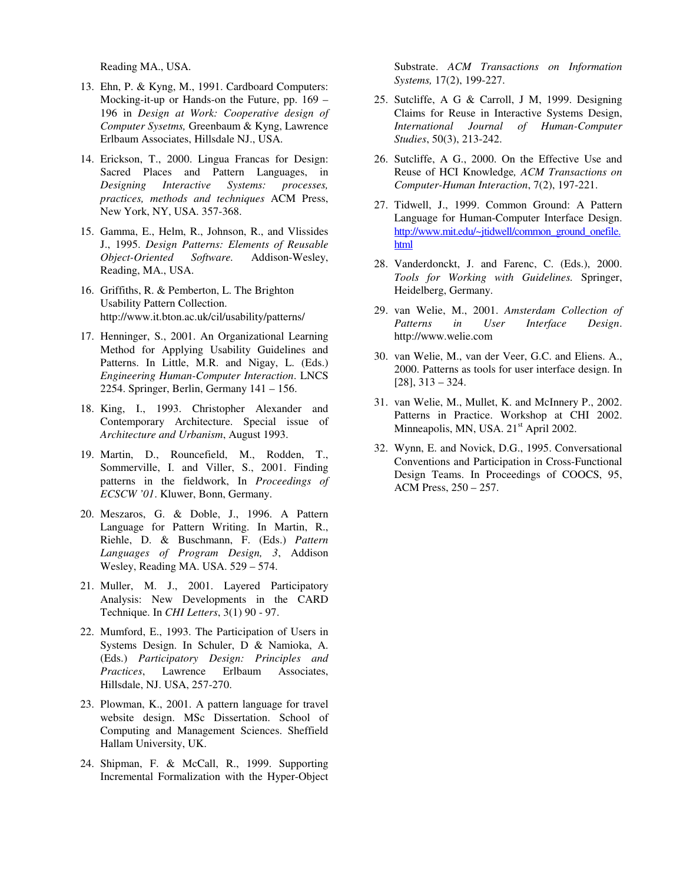Reading MA., USA.

13. Ehn, P. & Kyng, M., 1991. Cardboard Computers: Mocking-it-up or Hands-on the Future, pp. 169 – 196 in *Design at Work: Cooperative design of Computer Sysetms,* Greenbaum & Kyng, Lawrence Erlbaum Associates, Hillsdale NJ., USA.

14. Erickson, T., 2000. Lingua Francas for Design: Sacred Places and Pattern Languages, in *Designing Interactive Systems: processes, practices, methods and techniques* ACM Press, New York, NY, USA. 357-368.

15. Gamma, E., Helm, R., Johnson, R., and Vlissides J., 1995. *Design Patterns: Elements of Reusable Object-Oriented Software.* Addison-Wesley, Reading, MA., USA.

16. Griffiths, R. & Pemberton, L. The Brighton Usability Pattern Collection. http://www.it.bton.ac.uk/cil/usability/patterns/

17. Henninger, S., 2001. An Organizational Learning Method for Applying Usability Guidelines and Patterns. In Little, M.R. and Nigay, L. (Eds.) *Engineering Human-Computer Interaction*. LNCS 2254. Springer, Berlin, Germany 141 – 156.

18. King, I., 1993. Christopher Alexander and Contemporary Architecture. Special issue of *Architecture and Urbanism*, August 1993.

19. Martin, D., Rouncefield, M., Rodden, T., Sommerville, I. and Viller, S., 2001. Finding patterns in the fieldwork, In *Proceedings of ECSCW '01*. Kluwer, Bonn, Germany.

20. Meszaros, G. & Doble, J., 1996. A Pattern Language for Pattern Writing. In Martin, R., Riehle, D. & Buschmann, F. (Eds.) *Pattern Languages of Program Design, 3*, Addison Wesley, Reading MA. USA. 529 – 574.

21. Muller, M. J., 2001. Layered Participatory Analysis: New Developments in the CARD Technique. In *CHI Letters*, 3(1) 90 - 97.

22. Mumford, E., 1993. The Participation of Users in Systems Design. In Schuler, D & Namioka, A. (Eds.) *Participatory Design: Principles and Practices*, Lawrence Erlbaum Associates, Hillsdale, NJ. USA, 257-270.

23. Plowman, K., 2001. A pattern language for travel website design. MSc Dissertation. School of Computing and Management Sciences. Sheffield Hallam University, UK.

24. Shipman, F. & McCall, R., 1999. Supporting Incremental Formalization with the Hyper-Object Substrate. *ACM Transactions on Information Systems,* 17(2), 199-227.

25. Sutcliffe, A G & Carroll, J M, 1999. Designing Claims for Reuse in Interactive Systems Design, *International Journal of Human-Computer Studies*, 50(3), 213-242.

26. Sutcliffe, A G., 2000. On the Effective Use and Reuse of HCI Knowledge*, ACM Transactions on Computer-Human Interaction*, 7(2), 197-221.

27. Tidwell, J., 1999. Common Ground: A Pattern Language for Human-Computer Interface Design. http://www.mit.edu/~jtidwell/common_ground_onefile.html

28. Vanderdonckt, J. and Farenc, C. (Eds.), 2000. *Tools for Working with Guidelines.* Springer, Heidelberg, Germany.

29. van Welie, M., 2001. *Amsterdam Collection of Patterns in User Interface Design*. http://www.welie.com

30. van Welie, M., van der Veer, G.C. and Eliens. A., 2000. Patterns as tools for user interface design. In [28], 313 – 324.

31. van Welie, M., Mullet, K. and McInnery P., 2002. Patterns in Practice. Workshop at CHI 2002. Minneapolis, MN, USA. 21st April 2002.

32. Wynn, E. and Novick, D.G., 1995. Conversational Conventions and Participation in Cross-Functional Design Teams. In Proceedings of COOCS, 95, ACM Press, 250 – 257.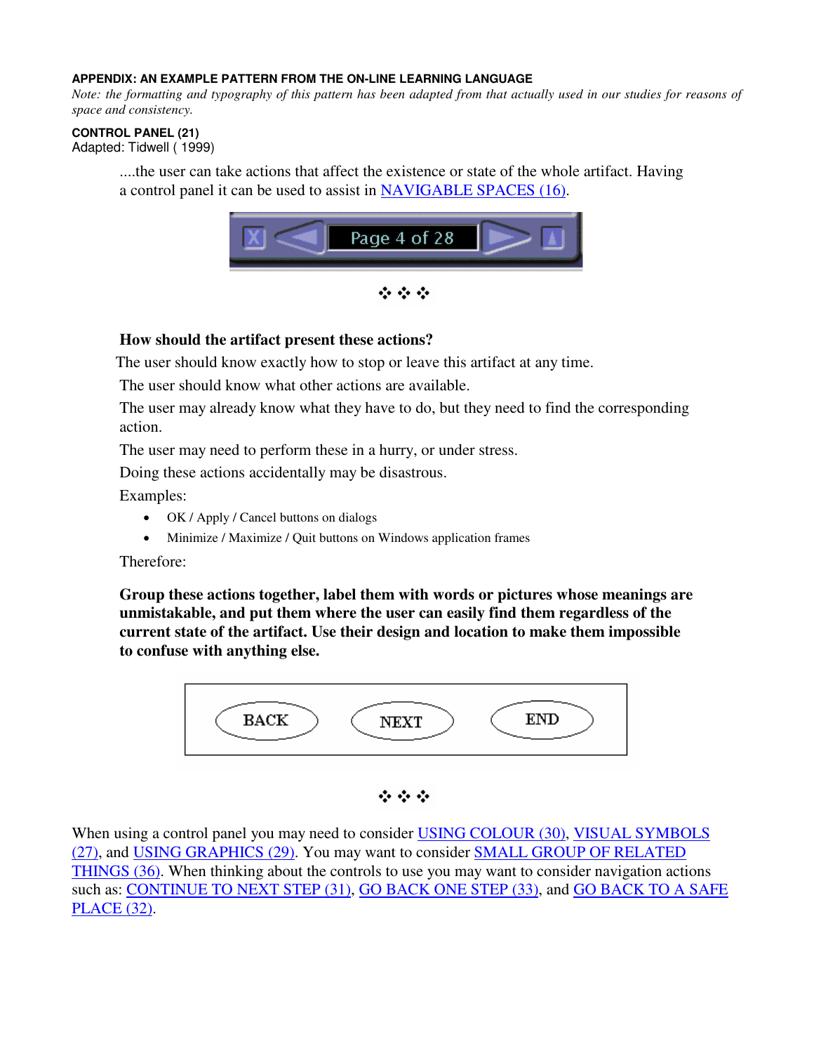**APPENDIX: AN EXAMPLE PATTERN FROM THE ON-LINE LEARNING LANGUAGE**

*Note: the formatting and typography of this pattern has been adapted from that actually used in our studies for reasons of space and consistency.*

**CONTROL PANEL (21)**

Adapted: Tidwell ( 1999)

....the user can take actions that affect the existence or state of the whole artifact. Having a control panel it can be used to assist in NAVIGABLE SPACES (16).

Page 4 of 28

✣ ✣ ✣

**How should the artifact present these actions?**

The user should know exactly how to stop or leave this artifact at any time.

The user should know what other actions are available.

The user may already know what they have to do, but they need to find the corresponding action.

The user may need to perform these in a hurry, or under stress.

Doing these actions accidentally may be disastrous.

Examples:

- OK / Apply / Cancel buttons on dialogs
- Minimize / Maximize / Quit buttons on Windows application frames

Therefore:

**Group these actions together, label them with words or pictures whose meanings are unmistakable, and put them where the user can easily find them regardless of the current state of the artifact. Use their design and location to make them impossible to confuse with anything else.**

BACK NEXT END

✣ ✣ ✣

When using a control panel you may need to consider USING COLOUR (30), VISUAL SYMBOLS (27), and USING GRAPHICS (29). You may want to consider SMALL GROUP OF RELATED THINGS (36). When thinking about the controls to use you may want to consider navigation actions such as: CONTINUE TO NEXT STEP (31), GO BACK ONE STEP (33), and GO BACK TO A SAFE PLACE (32).